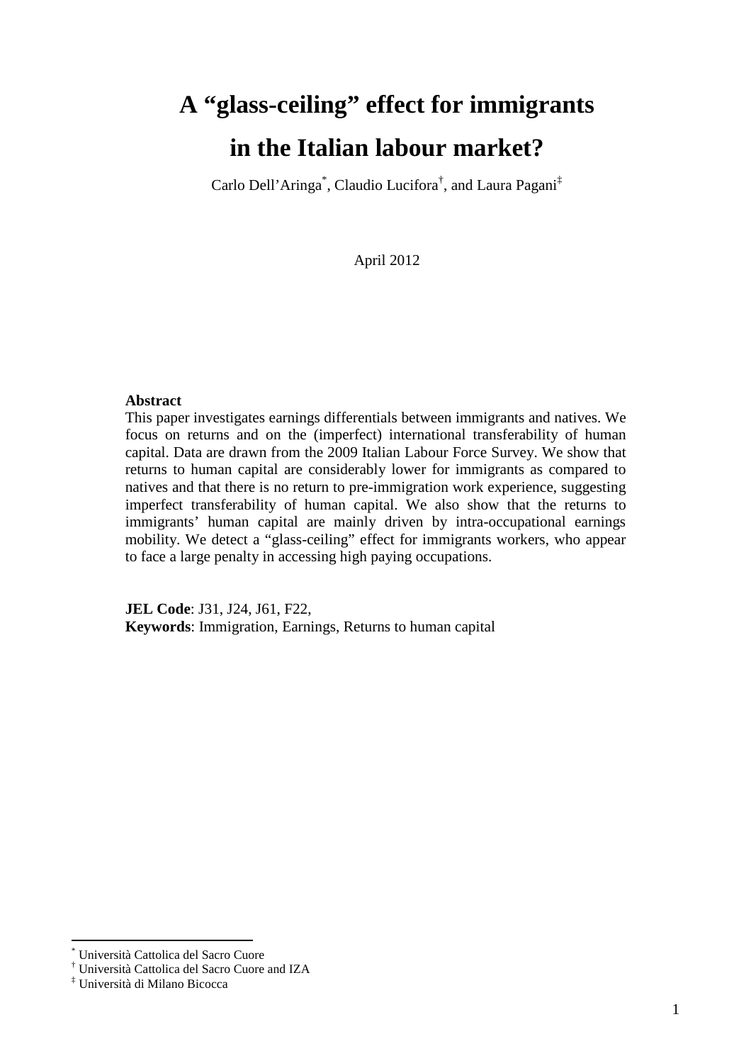# A "glass-ceiling" effect for immigrants in the Italian labour market?

Carlo Dell'Aringa[*], Claudio Lucifora[†], and Laura Pagani[‡]

April 2012

**Abstract**

This paper investigates earnings differentials between immigrants and natives. We focus on returns and on the (imperfect) international transferability of human capital. Data are drawn from the 2009 Italian Labour Force Survey. We show that returns to human capital are considerably lower for immigrants as compared to natives and that there is no return to pre-immigration work experience, suggesting imperfect transferability of human capital. We also show that the returns to immigrants' human capital are mainly driven by intra-occupational earnings mobility. We detect a "glass-ceiling" effect for immigrants workers, who appear to face a large penalty in accessing high paying occupations.

**JEL Code**: J31, J24, J61, F22,
**Keywords**: Immigration, Earnings, Returns to human capital

---

[*] Università Cattolica del Sacro Cuore
[†] Università Cattolica del Sacro Cuore and IZA
[‡] Università di Milano Bicocca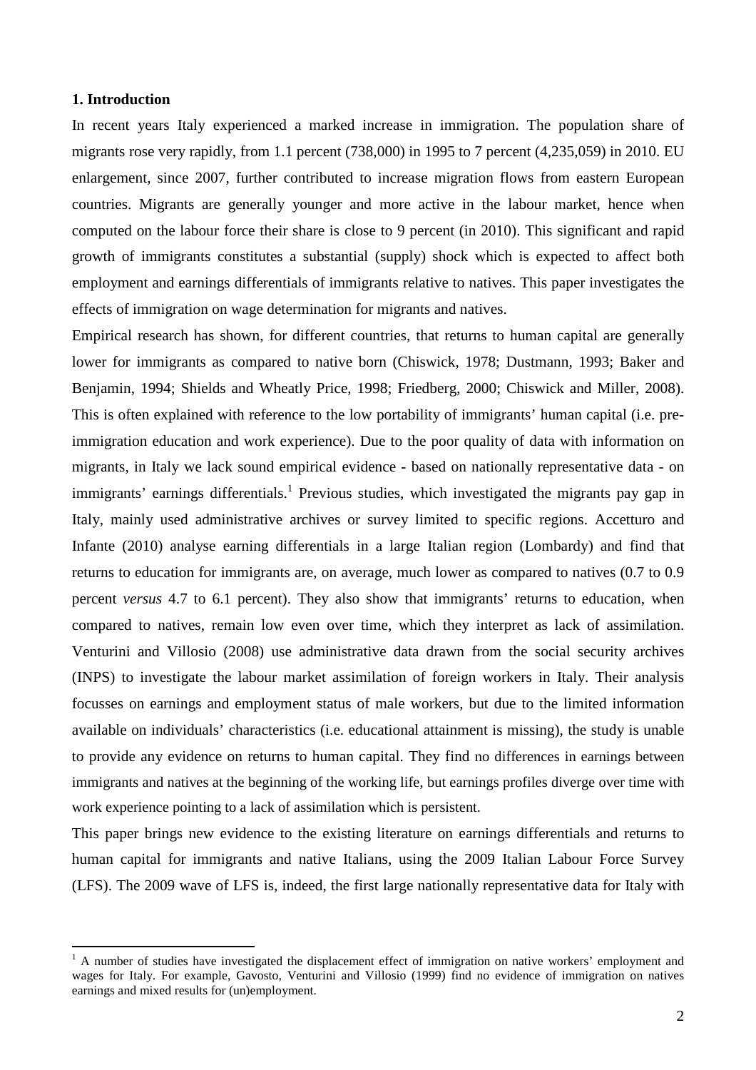## 1. Introduction

In recent years Italy experienced a marked increase in immigration. The population share of migrants rose very rapidly, from 1.1 percent (738,000) in 1995 to 7 percent (4,235,059) in 2010. EU enlargement, since 2007, further contributed to increase migration flows from eastern European countries. Migrants are generally younger and more active in the labour market, hence when computed on the labour force their share is close to 9 percent (in 2010). This significant and rapid growth of immigrants constitutes a substantial (supply) shock which is expected to affect both employment and earnings differentials of immigrants relative to natives. This paper investigates the effects of immigration on wage determination for migrants and natives.

Empirical research has shown, for different countries, that returns to human capital are generally lower for immigrants as compared to native born (Chiswick, 1978; Dustmann, 1993; Baker and Benjamin, 1994; Shields and Wheatly Price, 1998; Friedberg, 2000; Chiswick and Miller, 2008). This is often explained with reference to the low portability of immigrants' human capital (i.e. pre-immigration education and work experience). Due to the poor quality of data with information on migrants, in Italy we lack sound empirical evidence - based on nationally representative data - on immigrants' earnings differentials.[1] Previous studies, which investigated the migrants pay gap in Italy, mainly used administrative archives or survey limited to specific regions. Accetturo and Infante (2010) analyse earning differentials in a large Italian region (Lombardy) and find that returns to education for immigrants are, on average, much lower as compared to natives (0.7 to 0.9 percent *versus* 4.7 to 6.1 percent). They also show that immigrants' returns to education, when compared to natives, remain low even over time, which they interpret as lack of assimilation. Venturini and Villosio (2008) use administrative data drawn from the social security archives (INPS) to investigate the labour market assimilation of foreign workers in Italy. Their analysis focusses on earnings and employment status of male workers, but due to the limited information available on individuals' characteristics (i.e. educational attainment is missing), the study is unable to provide any evidence on returns to human capital. They find no differences in earnings between immigrants and natives at the beginning of the working life, but earnings profiles diverge over time with work experience pointing to a lack of assimilation which is persistent.

This paper brings new evidence to the existing literature on earnings differentials and returns to human capital for immigrants and native Italians, using the 2009 Italian Labour Force Survey (LFS). The 2009 wave of LFS is, indeed, the first large nationally representative data for Italy with

[1] A number of studies have investigated the displacement effect of immigration on native workers' employment and wages for Italy. For example, Gavosto, Venturini and Villosio (1999) find no evidence of immigration on natives earnings and mixed results for (un)employment.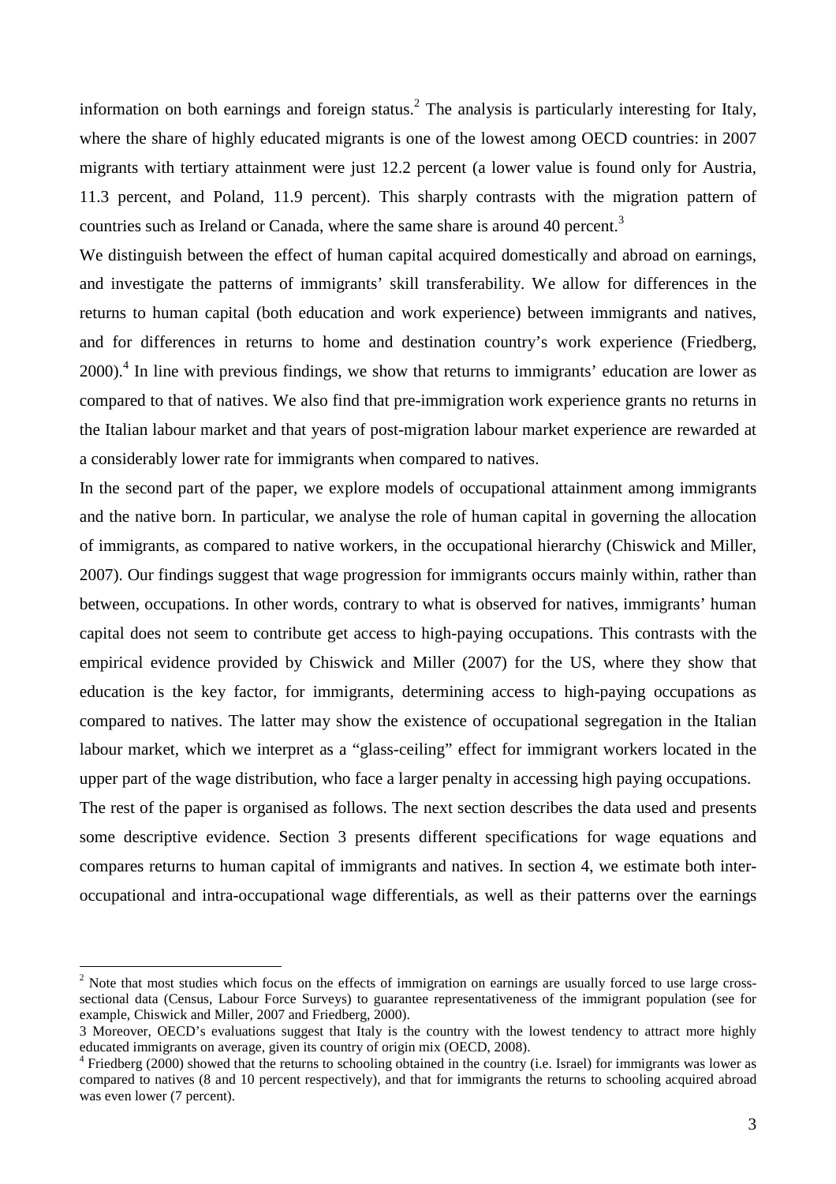information on both earnings and foreign status.[2] The analysis is particularly interesting for Italy, where the share of highly educated migrants is one of the lowest among OECD countries: in 2007 migrants with tertiary attainment were just 12.2 percent (a lower value is found only for Austria, 11.3 percent, and Poland, 11.9 percent). This sharply contrasts with the migration pattern of countries such as Ireland or Canada, where the same share is around 40 percent.[3]

We distinguish between the effect of human capital acquired domestically and abroad on earnings, and investigate the patterns of immigrants' skill transferability. We allow for differences in the returns to human capital (both education and work experience) between immigrants and natives, and for differences in returns to home and destination country's work experience (Friedberg, 2000).[4] In line with previous findings, we show that returns to immigrants' education are lower as compared to that of natives. We also find that pre-immigration work experience grants no returns in the Italian labour market and that years of post-migration labour market experience are rewarded at a considerably lower rate for immigrants when compared to natives.

In the second part of the paper, we explore models of occupational attainment among immigrants and the native born. In particular, we analyse the role of human capital in governing the allocation of immigrants, as compared to native workers, in the occupational hierarchy (Chiswick and Miller, 2007). Our findings suggest that wage progression for immigrants occurs mainly within, rather than between, occupations. In other words, contrary to what is observed for natives, immigrants' human capital does not seem to contribute get access to high-paying occupations. This contrasts with the empirical evidence provided by Chiswick and Miller (2007) for the US, where they show that education is the key factor, for immigrants, determining access to high-paying occupations as compared to natives. The latter may show the existence of occupational segregation in the Italian labour market, which we interpret as a "glass-ceiling" effect for immigrant workers located in the upper part of the wage distribution, who face a larger penalty in accessing high paying occupations.

The rest of the paper is organised as follows. The next section describes the data used and presents some descriptive evidence. Section 3 presents different specifications for wage equations and compares returns to human capital of immigrants and natives. In section 4, we estimate both inter-occupational and intra-occupational wage differentials, as well as their patterns over the earnings

---

[2] Note that most studies which focus on the effects of immigration on earnings are usually forced to use large cross-sectional data (Census, Labour Force Surveys) to guarantee representativeness of the immigrant population (see for example, Chiswick and Miller, 2007 and Friedberg, 2000).

[3] Moreover, OECD's evaluations suggest that Italy is the country with the lowest tendency to attract more highly educated immigrants on average, given its country of origin mix (OECD, 2008).

[4] Friedberg (2000) showed that the returns to schooling obtained in the country (i.e. Israel) for immigrants was lower as compared to natives (8 and 10 percent respectively), and that for immigrants the returns to schooling acquired abroad was even lower (7 percent).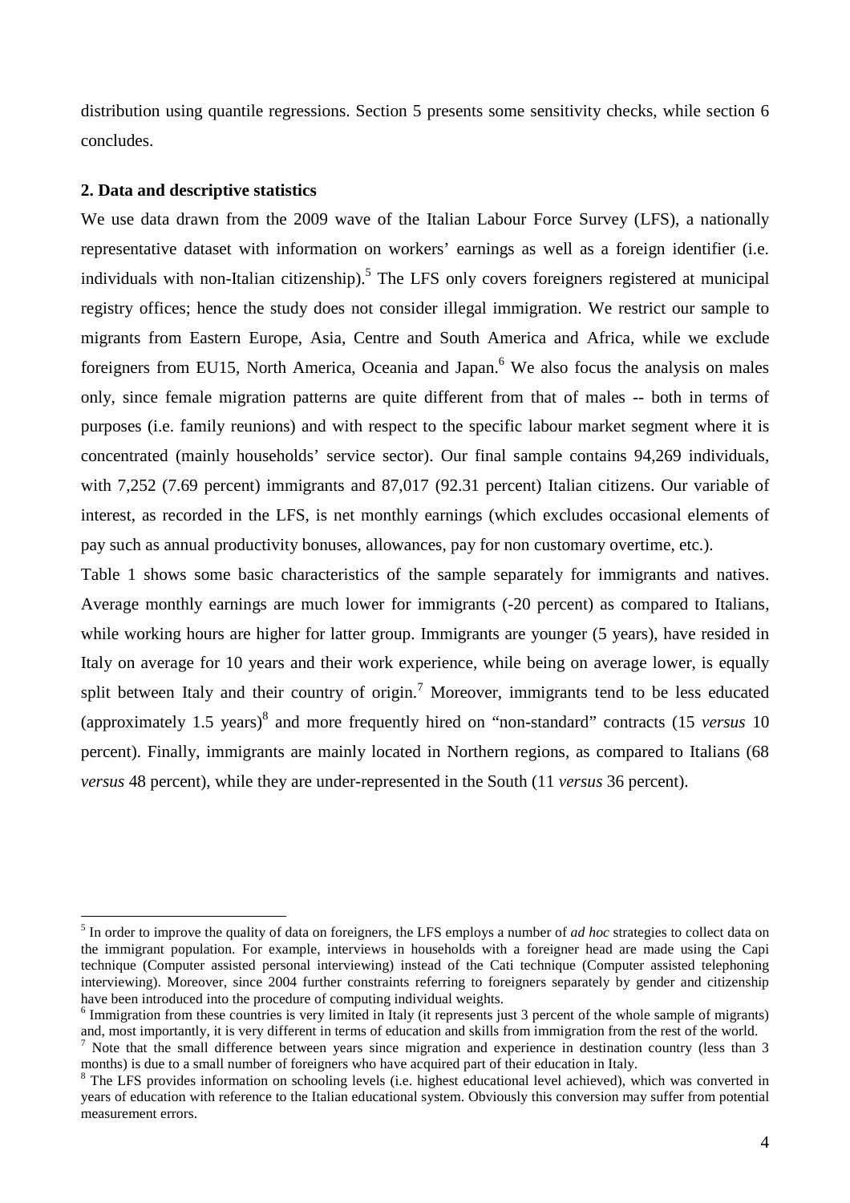distribution using quantile regressions. Section 5 presents some sensitivity checks, while section 6 concludes.

## 2. Data and descriptive statistics

We use data drawn from the 2009 wave of the Italian Labour Force Survey (LFS), a nationally representative dataset with information on workers' earnings as well as a foreign identifier (i.e. individuals with non-Italian citizenship).[5] The LFS only covers foreigners registered at municipal registry offices; hence the study does not consider illegal immigration. We restrict our sample to migrants from Eastern Europe, Asia, Centre and South America and Africa, while we exclude foreigners from EU15, North America, Oceania and Japan.[6] We also focus the analysis on males only, since female migration patterns are quite different from that of males -- both in terms of purposes (i.e. family reunions) and with respect to the specific labour market segment where it is concentrated (mainly households' service sector). Our final sample contains 94,269 individuals, with 7,252 (7.69 percent) immigrants and 87,017 (92.31 percent) Italian citizens. Our variable of interest, as recorded in the LFS, is net monthly earnings (which excludes occasional elements of pay such as annual productivity bonuses, allowances, pay for non customary overtime, etc.).

Table 1 shows some basic characteristics of the sample separately for immigrants and natives. Average monthly earnings are much lower for immigrants (-20 percent) as compared to Italians, while working hours are higher for latter group. Immigrants are younger (5 years), have resided in Italy on average for 10 years and their work experience, while being on average lower, is equally split between Italy and their country of origin.[7] Moreover, immigrants tend to be less educated (approximately 1.5 years)[8] and more frequently hired on "non-standard" contracts (15 *versus* 10 percent). Finally, immigrants are mainly located in Northern regions, as compared to Italians (68 *versus* 48 percent), while they are under-represented in the South (11 *versus* 36 percent).

---

[5] In order to improve the quality of data on foreigners, the LFS employs a number of *ad hoc* strategies to collect data on the immigrant population. For example, interviews in households with a foreigner head are made using the Capi technique (Computer assisted personal interviewing) instead of the Cati technique (Computer assisted telephoning interviewing). Moreover, since 2004 further constraints referring to foreigners separately by gender and citizenship have been introduced into the procedure of computing individual weights.

[6] Immigration from these countries is very limited in Italy (it represents just 3 percent of the whole sample of migrants) and, most importantly, it is very different in terms of education and skills from immigration from the rest of the world.

[7] Note that the small difference between years since migration and experience in destination country (less than 3 months) is due to a small number of foreigners who have acquired part of their education in Italy.

[8] The LFS provides information on schooling levels (i.e. highest educational level achieved), which was converted in years of education with reference to the Italian educational system. Obviously this conversion may suffer from potential measurement errors.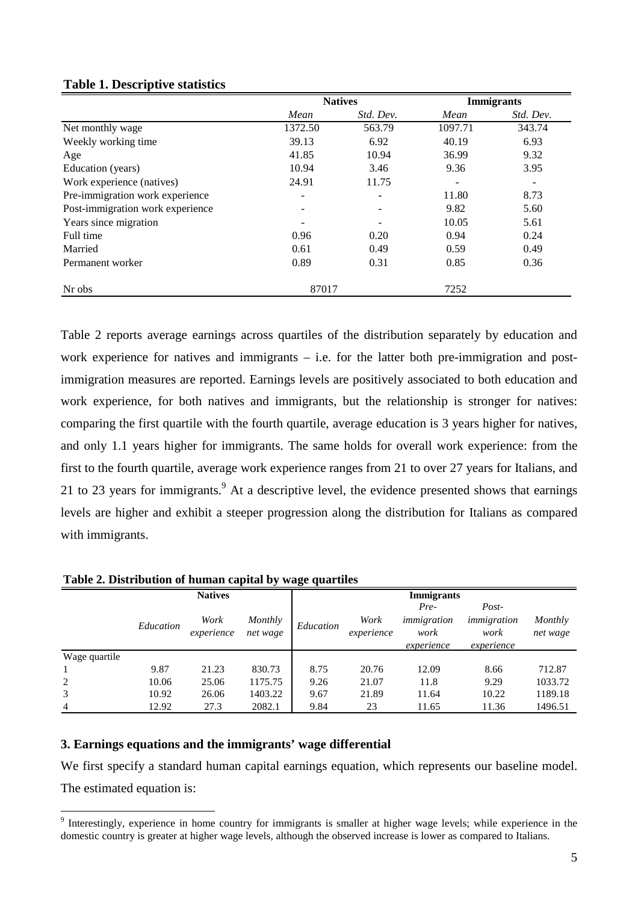**Table 1. Descriptive statistics**

| | Natives | | Immigrants | |
|---|---|---|---|---|
| | *Mean* | *Std. Dev.* | *Mean* | *Std. Dev.* |
| Net monthly wage | 1372.50 | 563.79 | 1097.71 | 343.74 |
| Weekly working time | 39.13 | 6.92 | 40.19 | 6.93 |
| Age | 41.85 | 10.94 | 36.99 | 9.32 |
| Education (years) | 10.94 | 3.46 | 9.36 | 3.95 |
| Work experience (natives) | 24.91 | 11.75 | - | - |
| Pre-immigration work experience | - | - | 11.80 | 8.73 |
| Post-immigration work experience | - | - | 9.82 | 5.60 |
| Years since migration | - | - | 10.05 | 5.61 |
| Full time | 0.96 | 0.20 | 0.94 | 0.24 |
| Married | 0.61 | 0.49 | 0.59 | 0.49 |
| Permanent worker | 0.89 | 0.31 | 0.85 | 0.36 |
| Nr obs | 87017 | | 7252 | |

Table 2 reports average earnings across quartiles of the distribution separately by education and work experience for natives and immigrants – i.e. for the latter both pre-immigration and post-immigration measures are reported. Earnings levels are positively associated to both education and work experience, for both natives and immigrants, but the relationship is stronger for natives: comparing the first quartile with the fourth quartile, average education is 3 years higher for natives, and only 1.1 years higher for immigrants. The same holds for overall work experience: from the first to the fourth quartile, average work experience ranges from 21 to over 27 years for Italians, and 21 to 23 years for immigrants.[9] At a descriptive level, the evidence presented shows that earnings levels are higher and exhibit a steeper progression along the distribution for Italians as compared with immigrants.

**Table 2. Distribution of human capital by wage quartiles**

| | Natives | | | Immigrants | | | | |
|---|---|---|---|---|---|---|---|---|
| | *Education* | *Work experience* | *Monthly net wage* | *Education* | *Work experience* | *Pre-immigration work experience* | *Post-immigration work experience* | *Monthly net wage* |
| Wage quartile | | | | | | | | |
| 1 | 9.87 | 21.23 | 830.73 | 8.75 | 20.76 | 12.09 | 8.66 | 712.87 |
| 2 | 10.06 | 25.06 | 1175.75 | 9.26 | 21.07 | 11.8 | 9.29 | 1033.72 |
| 3 | 10.92 | 26.06 | 1403.22 | 9.67 | 21.89 | 11.64 | 10.22 | 1189.18 |
| 4 | 12.92 | 27.3 | 2082.1 | 9.84 | 23 | 11.65 | 11.36 | 1496.51 |

## 3. Earnings equations and the immigrants' wage differential

We first specify a standard human capital earnings equation, which represents our baseline model. The estimated equation is:

[9] Interestingly, experience in home country for immigrants is smaller at higher wage levels; while experience in the domestic country is greater at higher wage levels, although the observed increase is lower as compared to Italians.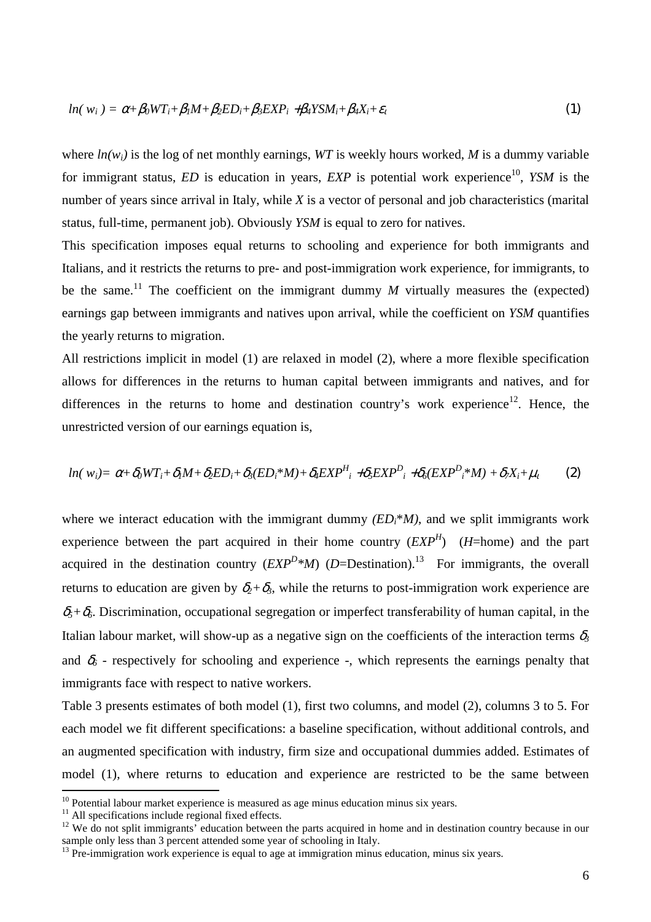$$ln(w_i) = \alpha + \beta_0 WT_i + \beta_1 M + \beta_2 ED_i + \beta_3 EXP_i + \beta_4 YSM_i + \beta_4 X_i + \varepsilon_i \quad (1)$$

where $ln(w_i)$ is the log of net monthly earnings, *WT* is weekly hours worked, *M* is a dummy variable for immigrant status, *ED* is education in years, *EXP* is potential work experience[10], *YSM* is the number of years since arrival in Italy, while *X* is a vector of personal and job characteristics (marital status, full-time, permanent job). Obviously *YSM* is equal to zero for natives.

This specification imposes equal returns to schooling and experience for both immigrants and Italians, and it restricts the returns to pre- and post-immigration work experience, for immigrants, to be the same.[11] The coefficient on the immigrant dummy *M* virtually measures the (expected) earnings gap between immigrants and natives upon arrival, while the coefficient on *YSM* quantifies the yearly returns to migration.

All restrictions implicit in model (1) are relaxed in model (2), where a more flexible specification allows for differences in the returns to human capital between immigrants and natives, and for differences in the returns to home and destination country's work experience[12]. Hence, the unrestricted version of our earnings equation is,

$$ln(w_i) = \alpha + \delta_0 WT_i + \delta_1 M + \delta_2 ED_i + \delta_3 (ED_i * M) + \delta_4 EXP^H_i + \delta_5 EXP^D_i + \delta_6 (EXP^D_i * M) + \delta_7 X_i + \mu_i \quad (2)$$

where we interact education with the immigrant dummy $(ED_i*M)$, and we split immigrants work experience between the part acquired in their home country ($EXP^H$) (*H*=home) and the part acquired in the destination country ($EXP^D*M$) (*D*=Destination).[13] For immigrants, the overall returns to education are given by $\delta_2+\delta_3$, while the returns to post-immigration work experience are $\delta_5+\delta_6$. Discrimination, occupational segregation or imperfect transferability of human capital, in the Italian labour market, will show-up as a negative sign on the coefficients of the interaction terms $\delta_3$ and $\delta_6$ - respectively for schooling and experience -, which represents the earnings penalty that immigrants face with respect to native workers.

Table 3 presents estimates of both model (1), first two columns, and model (2), columns 3 to 5. For each model we fit different specifications: a baseline specification, without additional controls, and an augmented specification with industry, firm size and occupational dummies added. Estimates of model (1), where returns to education and experience are restricted to be the same between

---

[10] Potential labour market experience is measured as age minus education minus six years.

[11] All specifications include regional fixed effects.

[12] We do not split immigrants' education between the parts acquired in home and in destination country because in our sample only less than 3 percent attended some year of schooling in Italy.

[13] Pre-immigration work experience is equal to age at immigration minus education, minus six years.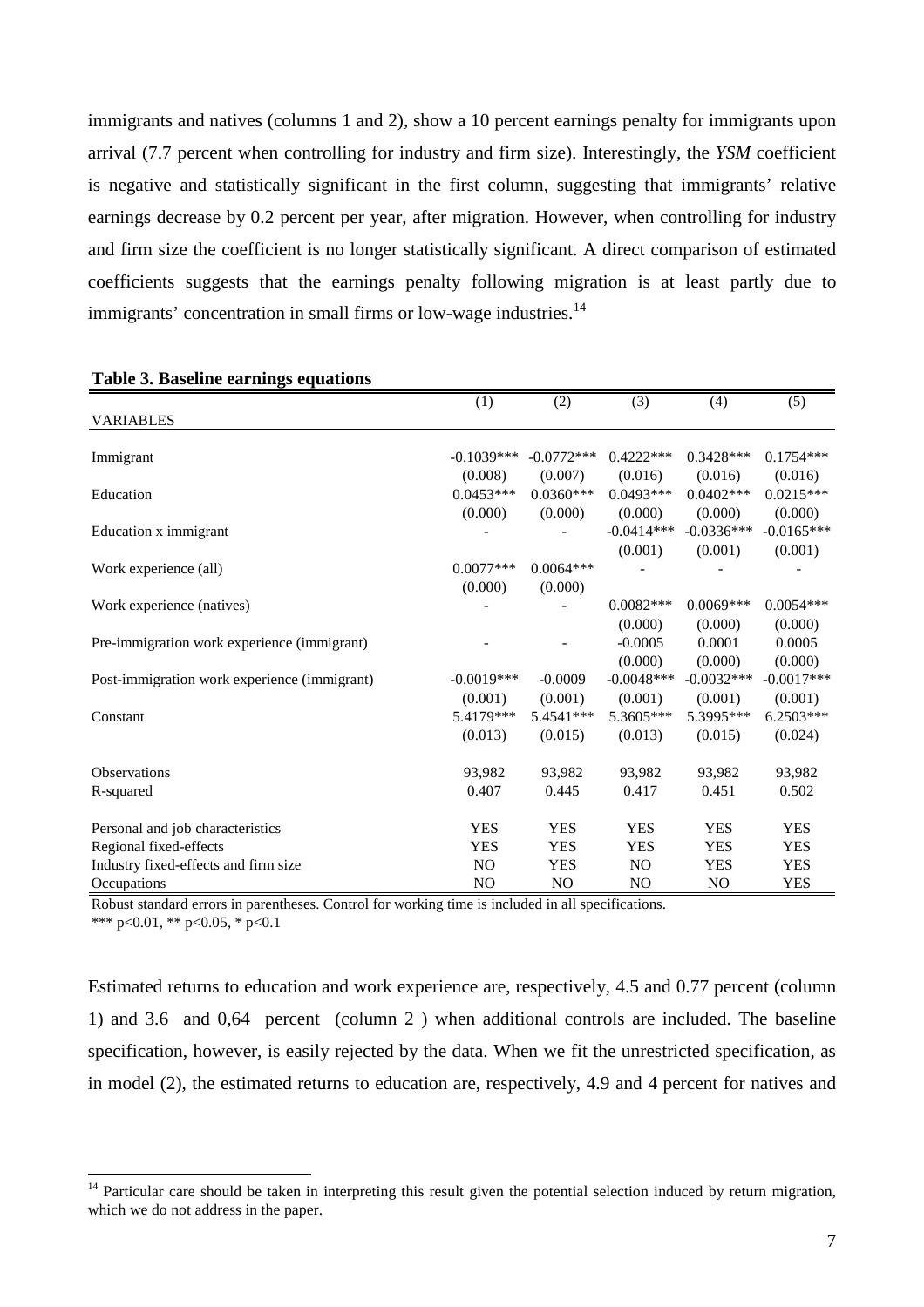immigrants and natives (columns 1 and 2), show a 10 percent earnings penalty for immigrants upon arrival (7.7 percent when controlling for industry and firm size). Interestingly, the *YSM* coefficient is negative and statistically significant in the first column, suggesting that immigrants' relative earnings decrease by 0.2 percent per year, after migration. However, when controlling for industry and firm size the coefficient is no longer statistically significant. A direct comparison of estimated coefficients suggests that the earnings penalty following migration is at least partly due to immigrants' concentration in small firms or low-wage industries.[14]

**Table 3. Baseline earnings equations**

| VARIABLES | (1) | (2) | (3) | (4) | (5) |
|---|---|---|---|---|---|
| Immigrant | -0.1039*** | -0.0772*** | 0.4222*** | 0.3428*** | 0.1754*** |
| | (0.008) | (0.007) | (0.016) | (0.016) | (0.016) |
| Education | 0.0453*** | 0.0360*** | 0.0493*** | 0.0402*** | 0.0215*** |
| | (0.000) | (0.000) | (0.000) | (0.000) | (0.000) |
| Education x immigrant | - | - | -0.0414*** | -0.0336*** | -0.0165*** |
| | | | (0.001) | (0.001) | (0.001) |
| Work experience (all) | 0.0077*** | 0.0064*** | - | - | - |
| | (0.000) | (0.000) | | | |
| Work experience (natives) | - | - | 0.0082*** | 0.0069*** | 0.0054*** |
| | | | (0.000) | (0.000) | (0.000) |
| Pre-immigration work experience (immigrant) | - | - | -0.0005 | 0.0001 | 0.0005 |
| | | | (0.000) | (0.000) | (0.000) |
| Post-immigration work experience (immigrant) | -0.0019*** | -0.0009 | -0.0048*** | -0.0032*** | -0.0017*** |
| | (0.001) | (0.001) | (0.001) | (0.001) | (0.001) |
| Constant | 5.4179*** | 5.4541*** | 5.3605*** | 5.3995*** | 6.2503*** |
| | (0.013) | (0.015) | (0.013) | (0.015) | (0.024) |
| Observations | 93,982 | 93,982 | 93,982 | 93,982 | 93,982 |
| R-squared | 0.407 | 0.445 | 0.417 | 0.451 | 0.502 |
| Personal and job characteristics | YES | YES | YES | YES | YES |
| Regional fixed-effects | YES | YES | YES | YES | YES |
| Industry fixed-effects and firm size | NO | YES | NO | YES | YES |
| Occupations | NO | NO | NO | NO | YES |

Robust standard errors in parentheses. Control for working time is included in all specifications.
*** p<0.01, ** p<0.05, * p<0.1

Estimated returns to education and work experience are, respectively, 4.5 and 0.77 percent (column 1) and 3.6 and 0,64 percent (column 2 ) when additional controls are included. The baseline specification, however, is easily rejected by the data. When we fit the unrestricted specification, as in model (2), the estimated returns to education are, respectively, 4.9 and 4 percent for natives and

[14] Particular care should be taken in interpreting this result given the potential selection induced by return migration, which we do not address in the paper.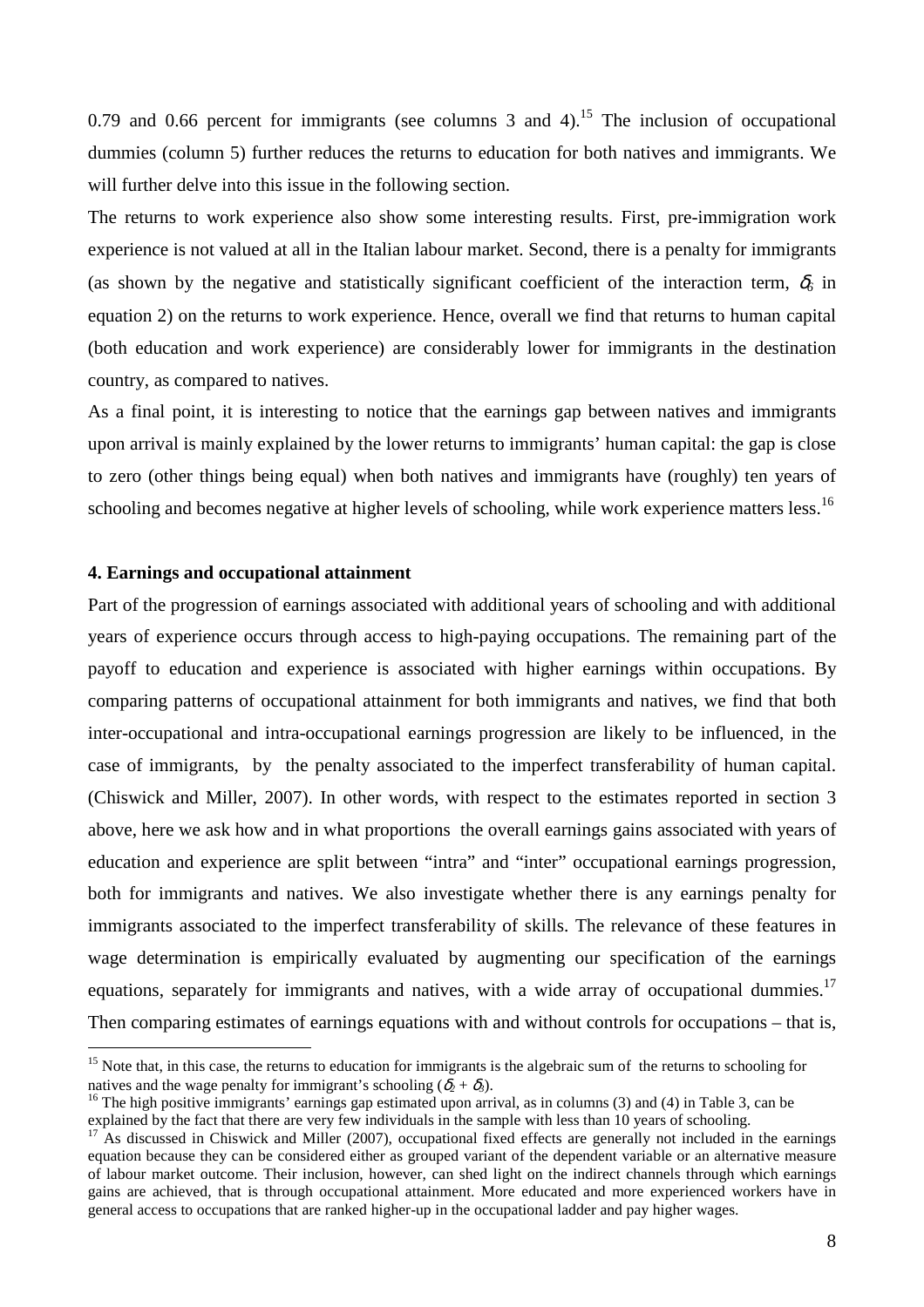0.79 and 0.66 percent for immigrants (see columns 3 and 4).[15] The inclusion of occupational dummies (column 5) further reduces the returns to education for both natives and immigrants. We will further delve into this issue in the following section.

The returns to work experience also show some interesting results. First, pre-immigration work experience is not valued at all in the Italian labour market. Second, there is a penalty for immigrants (as shown by the negative and statistically significant coefficient of the interaction term, $\delta_6$ in equation 2) on the returns to work experience. Hence, overall we find that returns to human capital (both education and work experience) are considerably lower for immigrants in the destination country, as compared to natives.

As a final point, it is interesting to notice that the earnings gap between natives and immigrants upon arrival is mainly explained by the lower returns to immigrants' human capital: the gap is close to zero (other things being equal) when both natives and immigrants have (roughly) ten years of schooling and becomes negative at higher levels of schooling, while work experience matters less.[16]

## 4. Earnings and occupational attainment

Part of the progression of earnings associated with additional years of schooling and with additional years of experience occurs through access to high-paying occupations. The remaining part of the payoff to education and experience is associated with higher earnings within occupations. By comparing patterns of occupational attainment for both immigrants and natives, we find that both inter-occupational and intra-occupational earnings progression are likely to be influenced, in the case of immigrants, by the penalty associated to the imperfect transferability of human capital. (Chiswick and Miller, 2007). In other words, with respect to the estimates reported in section 3 above, here we ask how and in what proportions the overall earnings gains associated with years of education and experience are split between "intra" and "inter" occupational earnings progression, both for immigrants and natives. We also investigate whether there is any earnings penalty for immigrants associated to the imperfect transferability of skills. The relevance of these features in wage determination is empirically evaluated by augmenting our specification of the earnings equations, separately for immigrants and natives, with a wide array of occupational dummies.[17] Then comparing estimates of earnings equations with and without controls for occupations – that is,

---

[15] Note that, in this case, the returns to education for immigrants is the algebraic sum of the returns to schooling for natives and the wage penalty for immigrant's schooling ($\delta_2 + \delta_3$).

[16] The high positive immigrants' earnings gap estimated upon arrival, as in columns (3) and (4) in Table 3, can be explained by the fact that there are very few individuals in the sample with less than 10 years of schooling.

[17] As discussed in Chiswick and Miller (2007), occupational fixed effects are generally not included in the earnings equation because they can be considered either as grouped variant of the dependent variable or an alternative measure of labour market outcome. Their inclusion, however, can shed light on the indirect channels through which earnings gains are achieved, that is through occupational attainment. More educated and more experienced workers have in general access to occupations that are ranked higher-up in the occupational ladder and pay higher wages.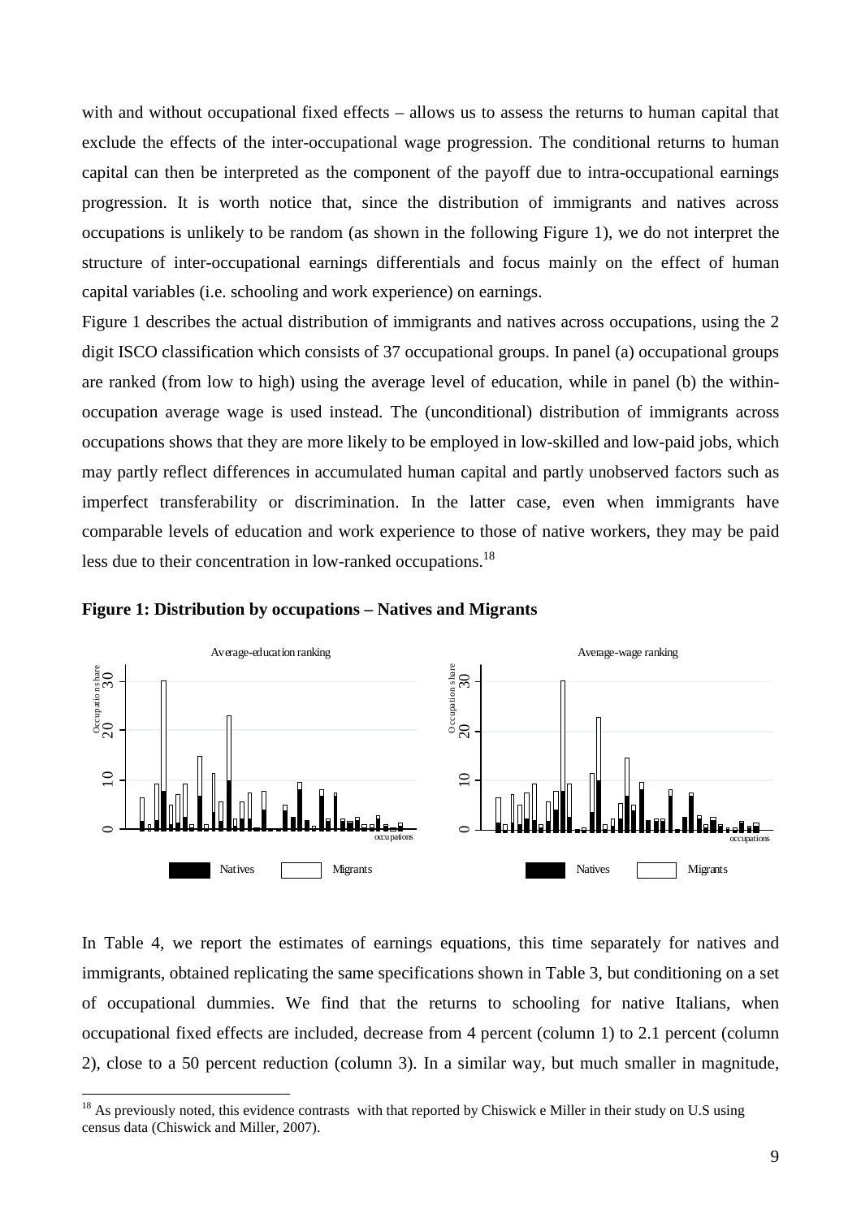with and without occupational fixed effects – allows us to assess the returns to human capital that exclude the effects of the inter-occupational wage progression. The conditional returns to human capital can then be interpreted as the component of the payoff due to intra-occupational earnings progression. It is worth notice that, since the distribution of immigrants and natives across occupations is unlikely to be random (as shown in the following Figure 1), we do not interpret the structure of inter-occupational earnings differentials and focus mainly on the effect of human capital variables (i.e. schooling and work experience) on earnings.

Figure 1 describes the actual distribution of immigrants and natives across occupations, using the 2 digit ISCO classification which consists of 37 occupational groups. In panel (a) occupational groups are ranked (from low to high) using the average level of education, while in panel (b) the within-occupation average wage is used instead. The (unconditional) distribution of immigrants across occupations shows that they are more likely to be employed in low-skilled and low-paid jobs, which may partly reflect differences in accumulated human capital and partly unobserved factors such as imperfect transferability or discrimination. In the latter case, even when immigrants have comparable levels of education and work experience to those of native workers, they may be paid less due to their concentration in low-ranked occupations.[18]

**Figure 1: Distribution by occupations – Natives and Migrants**

In Table 4, we report the estimates of earnings equations, this time separately for natives and immigrants, obtained replicating the same specifications shown in Table 3, but conditioning on a set of occupational dummies. We find that the returns to schooling for native Italians, when occupational fixed effects are included, decrease from 4 percent (column 1) to 2.1 percent (column 2), close to a 50 percent reduction (column 3). In a similar way, but much smaller in magnitude,

[18] As previously noted, this evidence contrasts with that reported by Chiswick e Miller in their study on U.S using census data (Chiswick and Miller, 2007).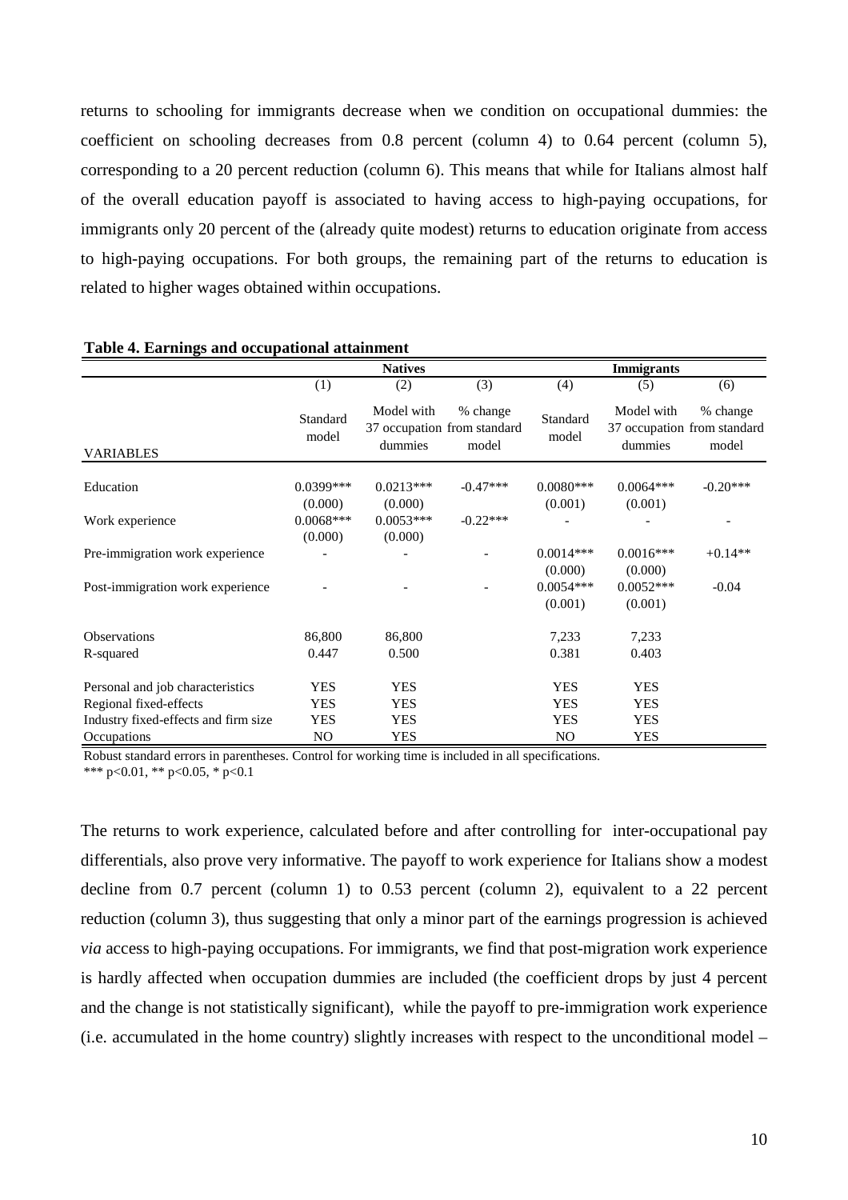returns to schooling for immigrants decrease when we condition on occupational dummies: the coefficient on schooling decreases from 0.8 percent (column 4) to 0.64 percent (column 5), corresponding to a 20 percent reduction (column 6). This means that while for Italians almost half of the overall education payoff is associated to having access to high-paying occupations, for immigrants only 20 percent of the (already quite modest) returns to education originate from access to high-paying occupations. For both groups, the remaining part of the returns to education is related to higher wages obtained within occupations.

**Table 4. Earnings and occupational attainment**

| | Natives | | | Immigrants | | |
|---|---|---|---|---|---|---|
| | (1) | (2) | (3) | (4) | (5) | (6) |
| VARIABLES | Standard model | Model with 37 occupation dummies | % change from standard model | Standard model | Model with 37 occupation dummies | % change from standard model |
| Education | 0.0399*** | 0.0213*** | -0.47*** | 0.0080*** | 0.0064*** | -0.20*** |
| | (0.000) | (0.000) | | (0.001) | (0.001) | |
| Work experience | 0.0068*** | 0.0053*** | -0.22*** | - | - | - |
| | (0.000) | (0.000) | | | | |
| Pre-immigration work experience | - | - | - | 0.0014*** | 0.0016*** | +0.14** |
| | | | | (0.000) | (0.000) | |
| Post-immigration work experience | - | - | - | 0.0054*** | 0.0052*** | -0.04 |
| | | | | (0.001) | (0.001) | |
| Observations | 86,800 | 86,800 | | 7,233 | 7,233 | |
| R-squared | 0.447 | 0.500 | | 0.381 | 0.403 | |
| Personal and job characteristics | YES | YES | | YES | YES | |
| Regional fixed-effects | YES | YES | | YES | YES | |
| Industry fixed-effects and firm size | YES | YES | | YES | YES | |
| Occupations | NO | YES | | NO | YES | |

Robust standard errors in parentheses. Control for working time is included in all specifications.
*** p<0.01, ** p<0.05, * p<0.1

The returns to work experience, calculated before and after controlling for inter-occupational pay differentials, also prove very informative. The payoff to work experience for Italians show a modest decline from 0.7 percent (column 1) to 0.53 percent (column 2), equivalent to a 22 percent reduction (column 3), thus suggesting that only a minor part of the earnings progression is achieved *via* access to high-paying occupations. For immigrants, we find that post-migration work experience is hardly affected when occupation dummies are included (the coefficient drops by just 4 percent and the change is not statistically significant), while the payoff to pre-immigration work experience (i.e. accumulated in the home country) slightly increases with respect to the unconditional model –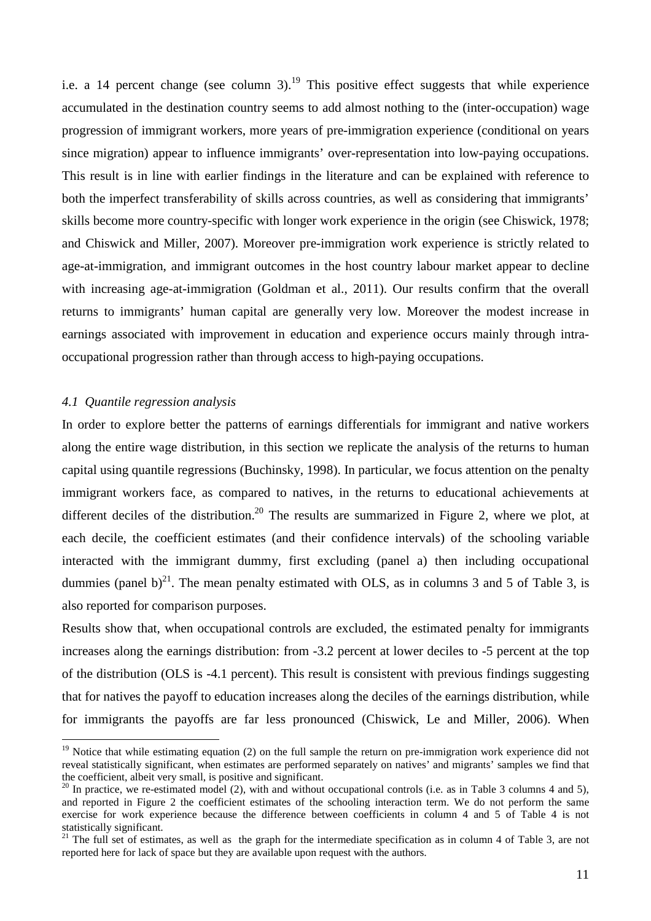i.e. a 14 percent change (see column 3).[19] This positive effect suggests that while experience accumulated in the destination country seems to add almost nothing to the (inter-occupation) wage progression of immigrant workers, more years of pre-immigration experience (conditional on years since migration) appear to influence immigrants' over-representation into low-paying occupations. This result is in line with earlier findings in the literature and can be explained with reference to both the imperfect transferability of skills across countries, as well as considering that immigrants' skills become more country-specific with longer work experience in the origin (see Chiswick, 1978; and Chiswick and Miller, 2007). Moreover pre-immigration work experience is strictly related to age-at-immigration, and immigrant outcomes in the host country labour market appear to decline with increasing age-at-immigration (Goldman et al., 2011). Our results confirm that the overall returns to immigrants' human capital are generally very low. Moreover the modest increase in earnings associated with improvement in education and experience occurs mainly through intra-occupational progression rather than through access to high-paying occupations.

### *4.1 Quantile regression analysis*

In order to explore better the patterns of earnings differentials for immigrant and native workers along the entire wage distribution, in this section we replicate the analysis of the returns to human capital using quantile regressions (Buchinsky, 1998). In particular, we focus attention on the penalty immigrant workers face, as compared to natives, in the returns to educational achievements at different deciles of the distribution.[20] The results are summarized in Figure 2, where we plot, at each decile, the coefficient estimates (and their confidence intervals) of the schooling variable interacted with the immigrant dummy, first excluding (panel a) then including occupational dummies (panel b)[21]. The mean penalty estimated with OLS, as in columns 3 and 5 of Table 3, is also reported for comparison purposes.

Results show that, when occupational controls are excluded, the estimated penalty for immigrants increases along the earnings distribution: from -3.2 percent at lower deciles to -5 percent at the top of the distribution (OLS is -4.1 percent). This result is consistent with previous findings suggesting that for natives the payoff to education increases along the deciles of the earnings distribution, while for immigrants the payoffs are far less pronounced (Chiswick, Le and Miller, 2006). When

---

[19] Notice that while estimating equation (2) on the full sample the return on pre-immigration work experience did not reveal statistically significant, when estimates are performed separately on natives' and migrants' samples we find that the coefficient, albeit very small, is positive and significant.

[20] In practice, we re-estimated model (2), with and without occupational controls (i.e. as in Table 3 columns 4 and 5), and reported in Figure 2 the coefficient estimates of the schooling interaction term. We do not perform the same exercise for work experience because the difference between coefficients in column 4 and 5 of Table 4 is not statistically significant.

[21] The full set of estimates, as well as the graph for the intermediate specification as in column 4 of Table 3, are not reported here for lack of space but they are available upon request with the authors.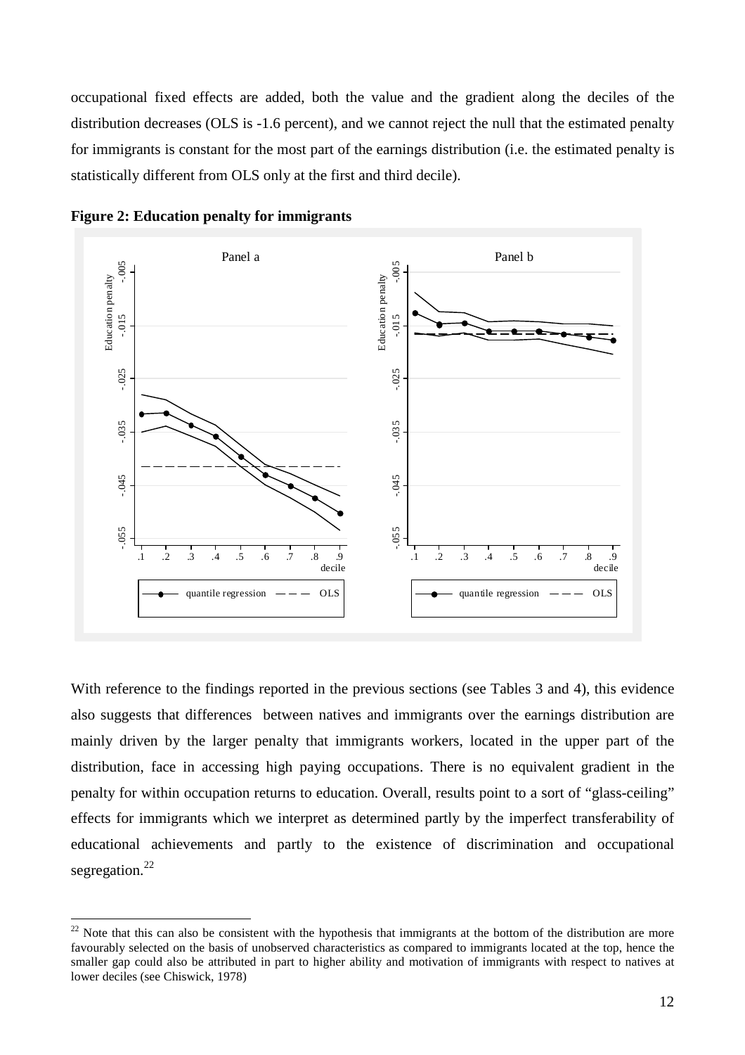occupational fixed effects are added, both the value and the gradient along the deciles of the distribution decreases (OLS is -1.6 percent), and we cannot reject the null that the estimated penalty for immigrants is constant for the most part of the earnings distribution (i.e. the estimated penalty is statistically different from OLS only at the first and third decile).

**Figure 2: Education penalty for immigrants**

With reference to the findings reported in the previous sections (see Tables 3 and 4), this evidence also suggests that differences between natives and immigrants over the earnings distribution are mainly driven by the larger penalty that immigrants workers, located in the upper part of the distribution, face in accessing high paying occupations. There is no equivalent gradient in the penalty for within occupation returns to education. Overall, results point to a sort of "glass-ceiling" effects for immigrants which we interpret as determined partly by the imperfect transferability of educational achievements and partly to the existence of discrimination and occupational segregation.[22]

[22] Note that this can also be consistent with the hypothesis that immigrants at the bottom of the distribution are more favourably selected on the basis of unobserved characteristics as compared to immigrants located at the top, hence the smaller gap could also be attributed in part to higher ability and motivation of immigrants with respect to natives at lower deciles (see Chiswick, 1978)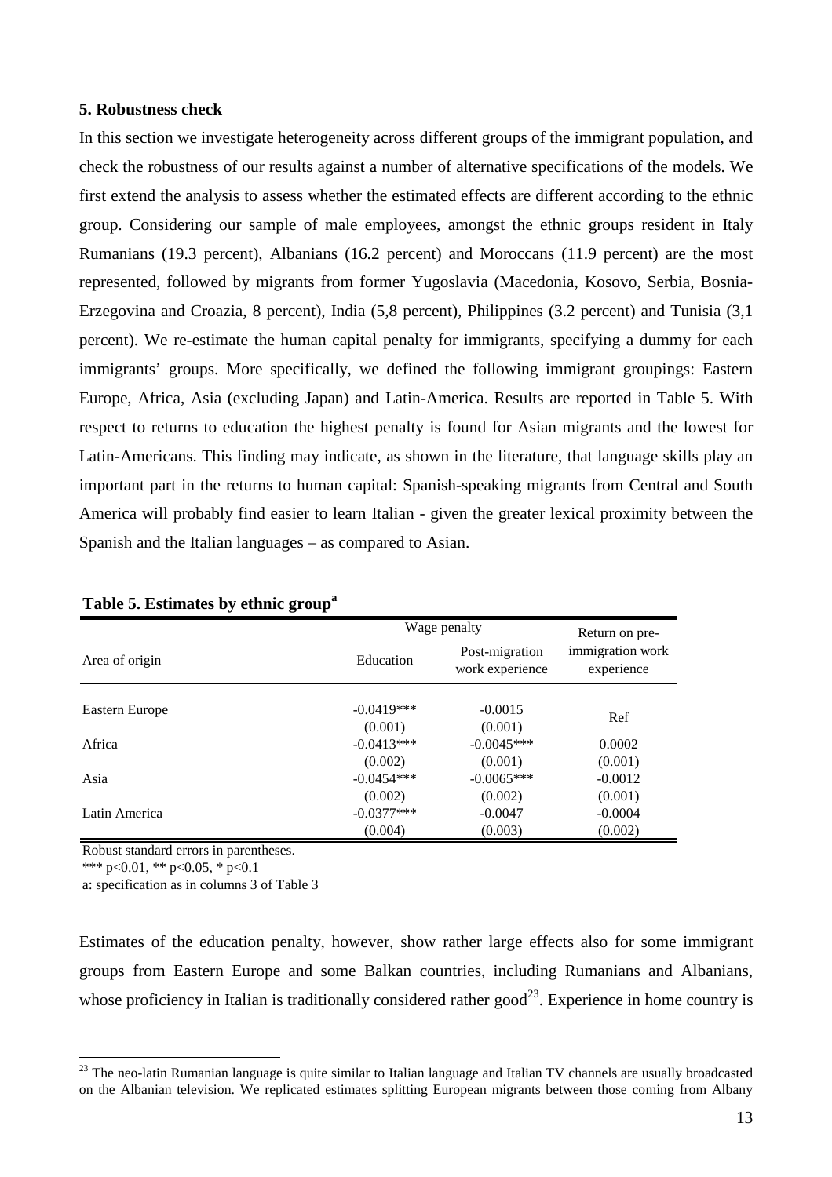## 5. Robustness check

In this section we investigate heterogeneity across different groups of the immigrant population, and check the robustness of our results against a number of alternative specifications of the models. We first extend the analysis to assess whether the estimated effects are different according to the ethnic group. Considering our sample of male employees, amongst the ethnic groups resident in Italy Rumanians (19.3 percent), Albanians (16.2 percent) and Moroccans (11.9 percent) are the most represented, followed by migrants from former Yugoslavia (Macedonia, Kosovo, Serbia, Bosnia-Erzegovina and Croazia, 8 percent), India (5,8 percent), Philippines (3.2 percent) and Tunisia (3,1 percent). We re-estimate the human capital penalty for immigrants, specifying a dummy for each immigrants' groups. More specifically, we defined the following immigrant groupings: Eastern Europe, Africa, Asia (excluding Japan) and Latin-America. Results are reported in Table 5. With respect to returns to education the highest penalty is found for Asian migrants and the lowest for Latin-Americans. This finding may indicate, as shown in the literature, that language skills play an important part in the returns to human capital: Spanish-speaking migrants from Central and South America will probably find easier to learn Italian - given the greater lexical proximity between the Spanish and the Italian languages – as compared to Asian.

**Table 5. Estimates by ethnic group**[a]

| Area of origin | Wage penalty | | Return on pre-immigration work experience |
|---|---|---|---|
| | Education | Post-migration work experience | |
| Eastern Europe | -0.0419*** | -0.0015 | Ref |
| | (0.001) | (0.001) | |
| Africa | -0.0413*** | -0.0045*** | 0.0002 |
| | (0.002) | (0.001) | (0.001) |
| Asia | -0.0454*** | -0.0065*** | -0.0012 |
| | (0.002) | (0.002) | (0.001) |
| Latin America | -0.0377*** | -0.0047 | -0.0004 |
| | (0.004) | (0.003) | (0.002) |

Robust standard errors in parentheses.

*** p<0.01, ** p<0.05, * p<0.1

a: specification as in columns 3 of Table 3

Estimates of the education penalty, however, show rather large effects also for some immigrant groups from Eastern Europe and some Balkan countries, including Rumanians and Albanians, whose proficiency in Italian is traditionally considered rather good[23]. Experience in home country is

[23] The neo-latin Rumanian language is quite similar to Italian language and Italian TV channels are usually broadcasted on the Albanian television. We replicated estimates splitting European migrants between those coming from Albany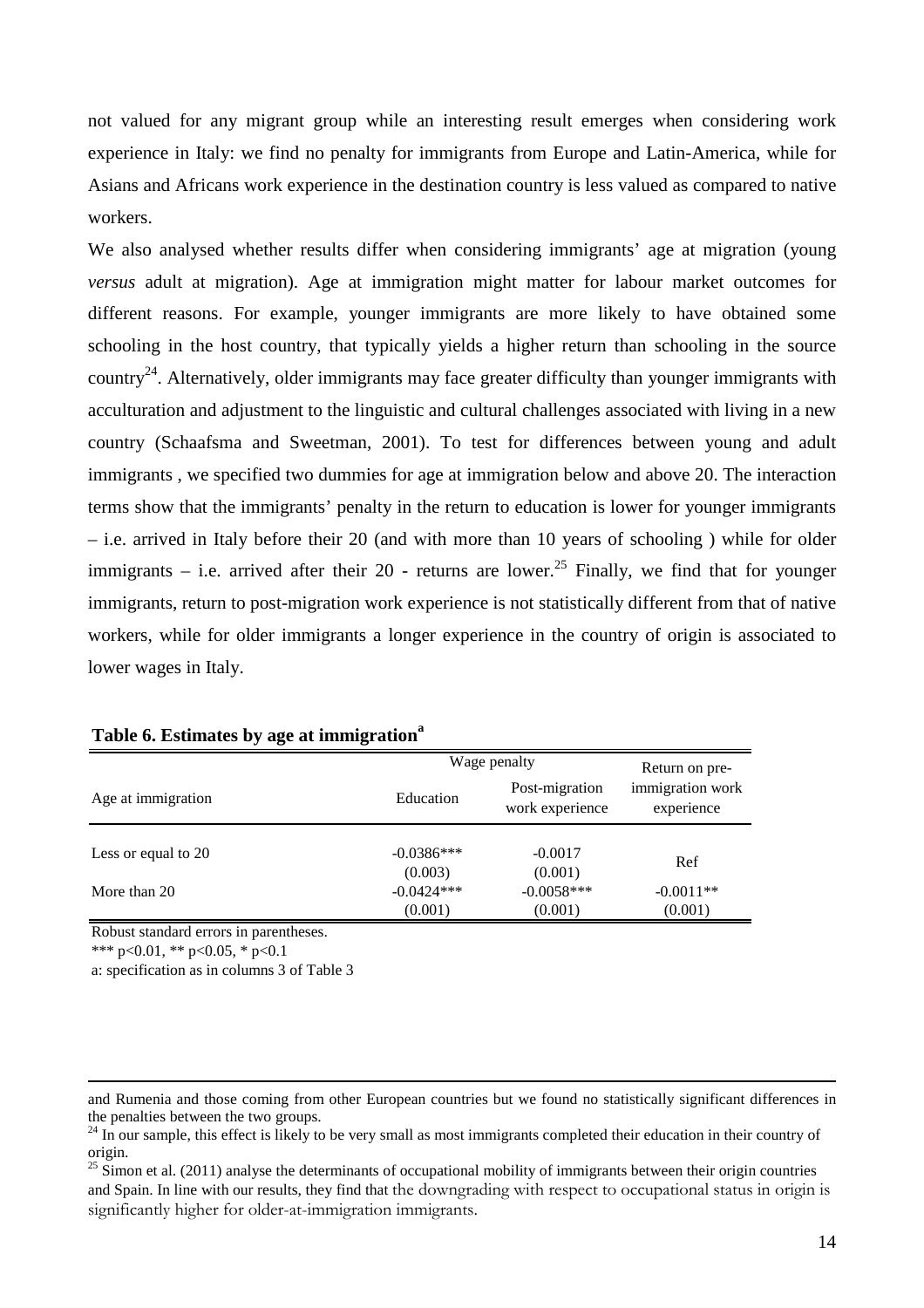not valued for any migrant group while an interesting result emerges when considering work experience in Italy: we find no penalty for immigrants from Europe and Latin-America, while for Asians and Africans work experience in the destination country is less valued as compared to native workers.

We also analysed whether results differ when considering immigrants' age at migration (young *versus* adult at migration). Age at immigration might matter for labour market outcomes for different reasons. For example, younger immigrants are more likely to have obtained some schooling in the host country, that typically yields a higher return than schooling in the source country[24]. Alternatively, older immigrants may face greater difficulty than younger immigrants with acculturation and adjustment to the linguistic and cultural challenges associated with living in a new country (Schaafsma and Sweetman, 2001). To test for differences between young and adult immigrants , we specified two dummies for age at immigration below and above 20. The interaction terms show that the immigrants' penalty in the return to education is lower for younger immigrants – i.e. arrived in Italy before their 20 (and with more than 10 years of schooling ) while for older immigrants – i.e. arrived after their 20 - returns are lower.[25] Finally, we find that for younger immigrants, return to post-migration work experience is not statistically different from that of native workers, while for older immigrants a longer experience in the country of origin is associated to lower wages in Italy.

**Table 6. Estimates by age at immigration[a]**

| Age at immigration | Wage penalty | | Return on pre-immigration work experience |
|---|---|---|---|
| | Education | Post-migration work experience | |
| Less or equal to 20 | -0.0386*** | -0.0017 | Ref |
| | (0.003) | (0.001) | |
| More than 20 | -0.0424*** | -0.0058*** | -0.0011** |
| | (0.001) | (0.001) | (0.001) |

Robust standard errors in parentheses.

*** $p<0.01$, ** $p<0.05$, * $p<0.1$

a: specification as in columns 3 of Table 3

---

and Rumenia and those coming from other European countries but we found no statistically significant differences in the penalties between the two groups.

[24] In our sample, this effect is likely to be very small as most immigrants completed their education in their country of origin.

[25] Simon et al. (2011) analyse the determinants of occupational mobility of immigrants between their origin countries and Spain. In line with our results, they find that the downgrading with respect to occupational status in origin is significantly higher for older-at-immigration immigrants.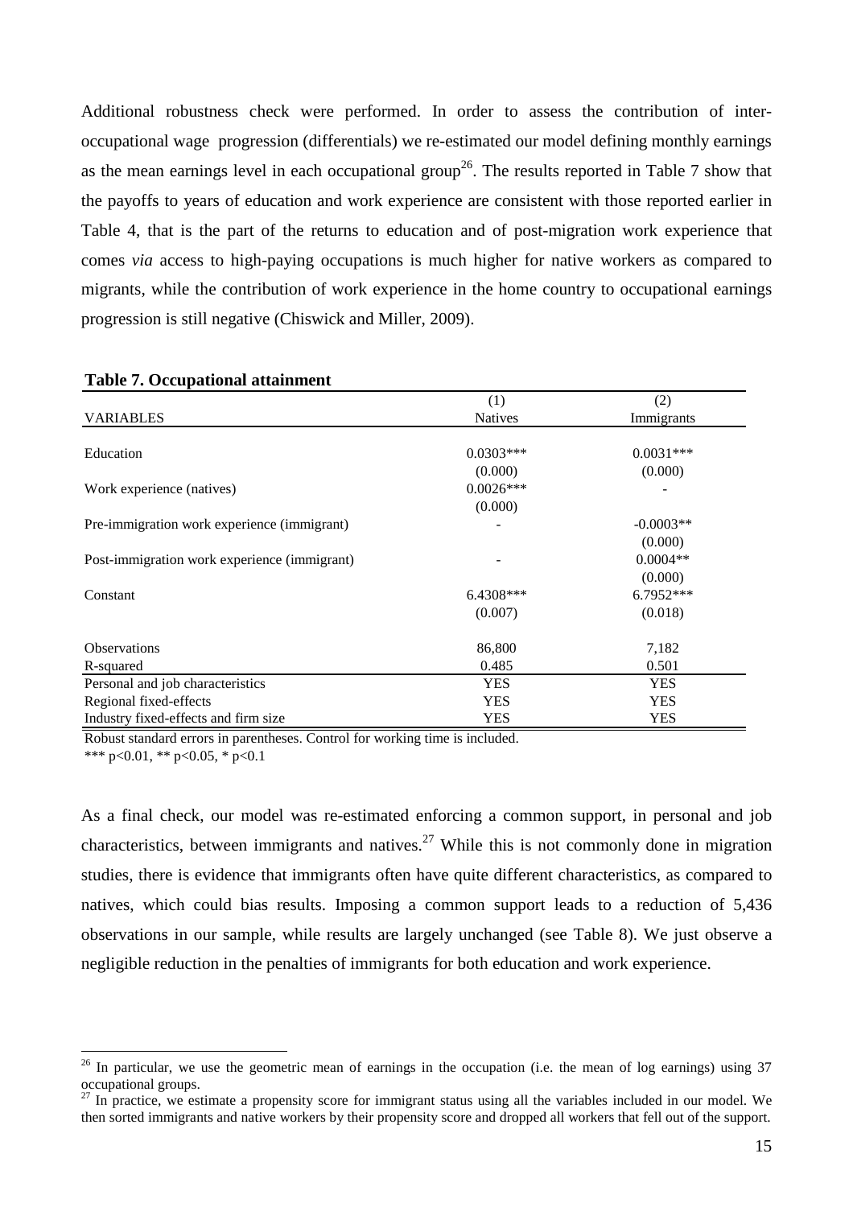Additional robustness check were performed. In order to assess the contribution of inter-occupational wage progression (differentials) we re-estimated our model defining monthly earnings as the mean earnings level in each occupational group[26]. The results reported in Table 7 show that the payoffs to years of education and work experience are consistent with those reported earlier in Table 4, that is the part of the returns to education and of post-migration work experience that comes *via* access to high-paying occupations is much higher for native workers as compared to migrants, while the contribution of work experience in the home country to occupational earnings progression is still negative (Chiswick and Miller, 2009).

**Table 7. Occupational attainment**

| VARIABLES | (1) Natives | (2) Immigrants |
|---|---|---|
| Education | 0.0303*** | 0.0031*** |
| | (0.000) | (0.000) |
| Work experience (natives) | 0.0026*** | - |
| | (0.000) | |
| Pre-immigration work experience (immigrant) | - | -0.0003** |
| | | (0.000) |
| Post-immigration work experience (immigrant) | - | 0.0004** |
| | | (0.000) |
| Constant | 6.4308*** | 6.7952*** |
| | (0.007) | (0.018) |
| Observations | 86,800 | 7,182 |
| R-squared | 0.485 | 0.501 |
| Personal and job characteristics | YES | YES |
| Regional fixed-effects | YES | YES |
| Industry fixed-effects and firm size | YES | YES |

Robust standard errors in parentheses. Control for working time is included.

*** $p<0.01$, ** $p<0.05$, * $p<0.1$

As a final check, our model was re-estimated enforcing a common support, in personal and job characteristics, between immigrants and natives.[27] While this is not commonly done in migration studies, there is evidence that immigrants often have quite different characteristics, as compared to natives, which could bias results. Imposing a common support leads to a reduction of 5,436 observations in our sample, while results are largely unchanged (see Table 8). We just observe a negligible reduction in the penalties of immigrants for both education and work experience.

[26] In particular, we use the geometric mean of earnings in the occupation (i.e. the mean of log earnings) using 37 occupational groups.

[27] In practice, we estimate a propensity score for immigrant status using all the variables included in our model. We then sorted immigrants and native workers by their propensity score and dropped all workers that fell out of the support.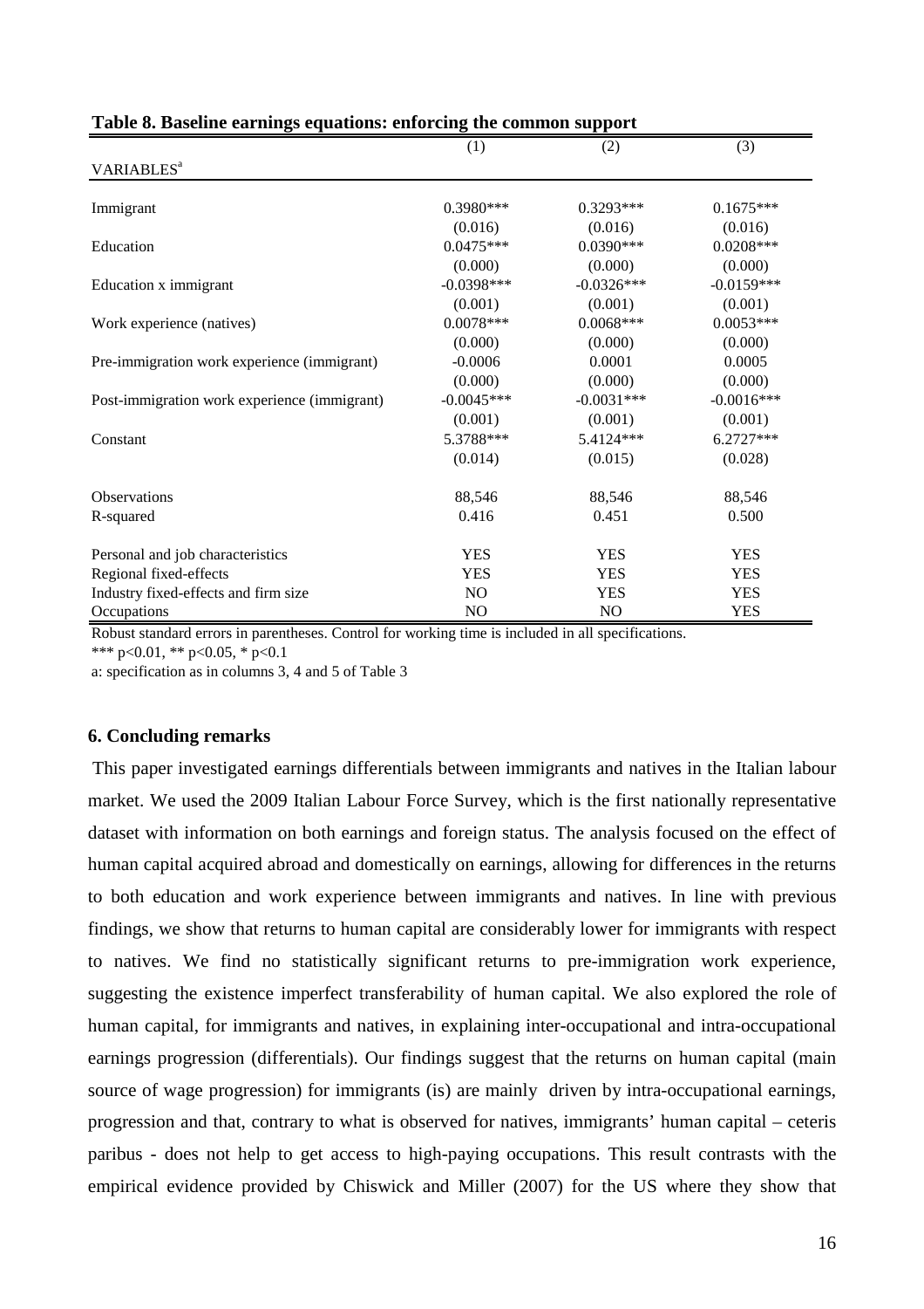**Table 8. Baseline earnings equations: enforcing the common support**

| VARIABLES[a] | (1) | (2) | (3) |
|---|---|---|---|
| Immigrant | 0.3980*** | 0.3293*** | 0.1675*** |
| | (0.016) | (0.016) | (0.016) |
| Education | 0.0475*** | 0.0390*** | 0.0208*** |
| | (0.000) | (0.000) | (0.000) |
| Education x immigrant | -0.0398*** | -0.0326*** | -0.0159*** |
| | (0.001) | (0.001) | (0.001) |
| Work experience (natives) | 0.0078*** | 0.0068*** | 0.0053*** |
| | (0.000) | (0.000) | (0.000) |
| Pre-immigration work experience (immigrant) | -0.0006 | 0.0001 | 0.0005 |
| | (0.000) | (0.000) | (0.000) |
| Post-immigration work experience (immigrant) | -0.0045*** | -0.0031*** | -0.0016*** |
| | (0.001) | (0.001) | (0.001) |
| Constant | 5.3788*** | 5.4124*** | 6.2727*** |
| | (0.014) | (0.015) | (0.028) |
| Observations | 88,546 | 88,546 | 88,546 |
| R-squared | 0.416 | 0.451 | 0.500 |
| Personal and job characteristics | YES | YES | YES |
| Regional fixed-effects | YES | YES | YES |
| Industry fixed-effects and firm size | NO | YES | YES |
| Occupations | NO | NO | YES |

Robust standard errors in parentheses. Control for working time is included in all specifications.

*** p<0.01, ** p<0.05, * p<0.1

a: specification as in columns 3, 4 and 5 of Table 3

### 6. Concluding remarks

This paper investigated earnings differentials between immigrants and natives in the Italian labour market. We used the 2009 Italian Labour Force Survey, which is the first nationally representative dataset with information on both earnings and foreign status. The analysis focused on the effect of human capital acquired abroad and domestically on earnings, allowing for differences in the returns to both education and work experience between immigrants and natives. In line with previous findings, we show that returns to human capital are considerably lower for immigrants with respect to natives. We find no statistically significant returns to pre-immigration work experience, suggesting the existence imperfect transferability of human capital. We also explored the role of human capital, for immigrants and natives, in explaining inter-occupational and intra-occupational earnings progression (differentials). Our findings suggest that the returns on human capital (main source of wage progression) for immigrants (is) are mainly driven by intra-occupational earnings, progression and that, contrary to what is observed for natives, immigrants' human capital – ceteris paribus - does not help to get access to high-paying occupations. This result contrasts with the empirical evidence provided by Chiswick and Miller (2007) for the US where they show that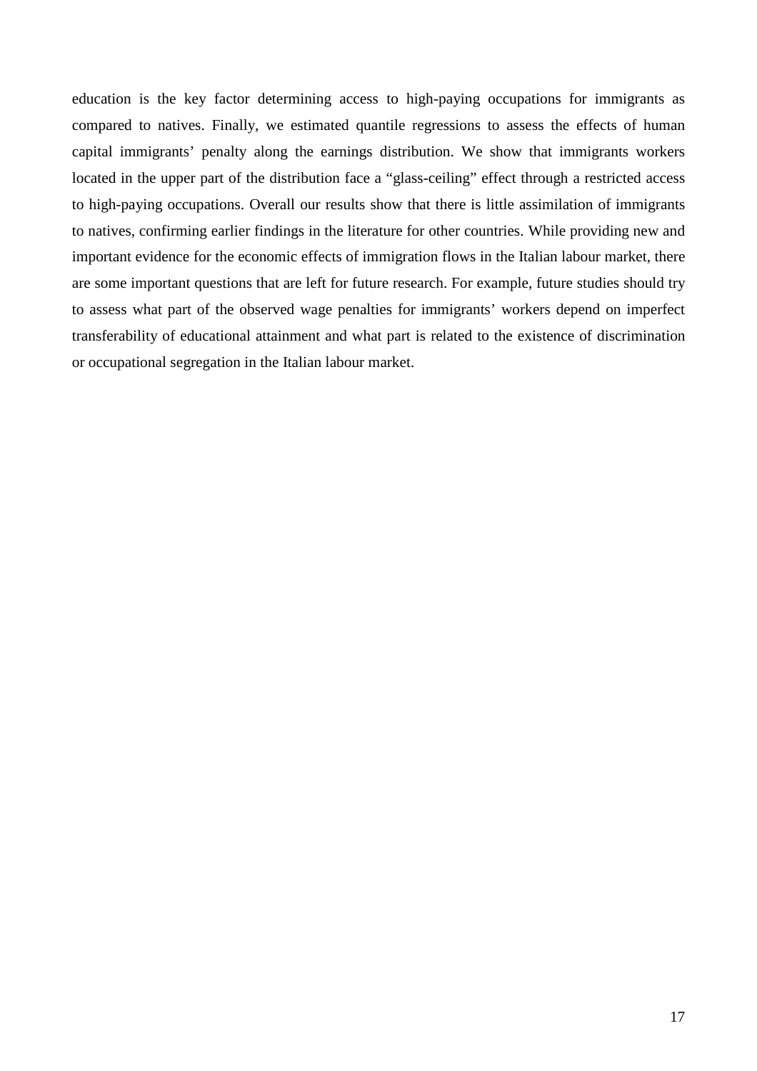education is the key factor determining access to high-paying occupations for immigrants as compared to natives. Finally, we estimated quantile regressions to assess the effects of human capital immigrants' penalty along the earnings distribution. We show that immigrants workers located in the upper part of the distribution face a "glass-ceiling" effect through a restricted access to high-paying occupations. Overall our results show that there is little assimilation of immigrants to natives, confirming earlier findings in the literature for other countries. While providing new and important evidence for the economic effects of immigration flows in the Italian labour market, there are some important questions that are left for future research. For example, future studies should try to assess what part of the observed wage penalties for immigrants' workers depend on imperfect transferability of educational attainment and what part is related to the existence of discrimination or occupational segregation in the Italian labour market.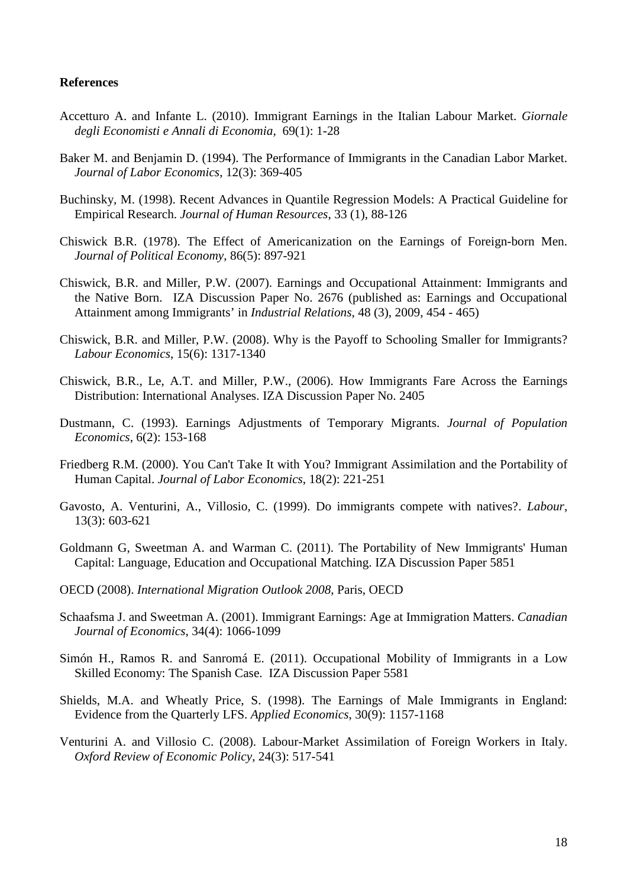**References**

Accetturo A. and Infante L. (2010). Immigrant Earnings in the Italian Labour Market. *Giornale degli Economisti e Annali di Economia*, 69(1): 1-28

Baker M. and Benjamin D. (1994). The Performance of Immigrants in the Canadian Labor Market. *Journal of Labor Economics*, 12(3): 369-405

Buchinsky, M. (1998). Recent Advances in Quantile Regression Models: A Practical Guideline for Empirical Research. *Journal of Human Resources*, 33 (1), 88-126

Chiswick B.R. (1978). The Effect of Americanization on the Earnings of Foreign-born Men. *Journal of Political Economy*, 86(5): 897-921

Chiswick, B.R. and Miller, P.W. (2007). Earnings and Occupational Attainment: Immigrants and the Native Born. IZA Discussion Paper No. 2676 (published as: Earnings and Occupational Attainment among Immigrants' in *Industrial Relations*, 48 (3), 2009, 454 - 465)

Chiswick, B.R. and Miller, P.W. (2008). Why is the Payoff to Schooling Smaller for Immigrants? *Labour Economics*, 15(6): 1317-1340

Chiswick, B.R., Le, A.T. and Miller, P.W., (2006). How Immigrants Fare Across the Earnings Distribution: International Analyses. IZA Discussion Paper No. 2405

Dustmann, C. (1993). Earnings Adjustments of Temporary Migrants. *Journal of Population Economics*, 6(2): 153-168

Friedberg R.M. (2000). You Can't Take It with You? Immigrant Assimilation and the Portability of Human Capital. *Journal of Labor Economics*, 18(2): 221-251

Gavosto, A. Venturini, A., Villosio, C. (1999). Do immigrants compete with natives?. *Labour*, 13(3): 603-621

Goldmann G, Sweetman A. and Warman C. (2011). The Portability of New Immigrants' Human Capital: Language, Education and Occupational Matching. IZA Discussion Paper 5851

OECD (2008). *International Migration Outlook 2008*, Paris, OECD

Schaafsma J. and Sweetman A. (2001). Immigrant Earnings: Age at Immigration Matters. *Canadian Journal of Economics*, 34(4): 1066-1099

Simón H., Ramos R. and Sanromá E. (2011). Occupational Mobility of Immigrants in a Low Skilled Economy: The Spanish Case. IZA Discussion Paper 5581

Shields, M.A. and Wheatly Price, S. (1998). The Earnings of Male Immigrants in England: Evidence from the Quarterly LFS. *Applied Economics*, 30(9): 1157-1168

Venturini A. and Villosio C. (2008). Labour-Market Assimilation of Foreign Workers in Italy. *Oxford Review of Economic Policy*, 24(3): 517-541